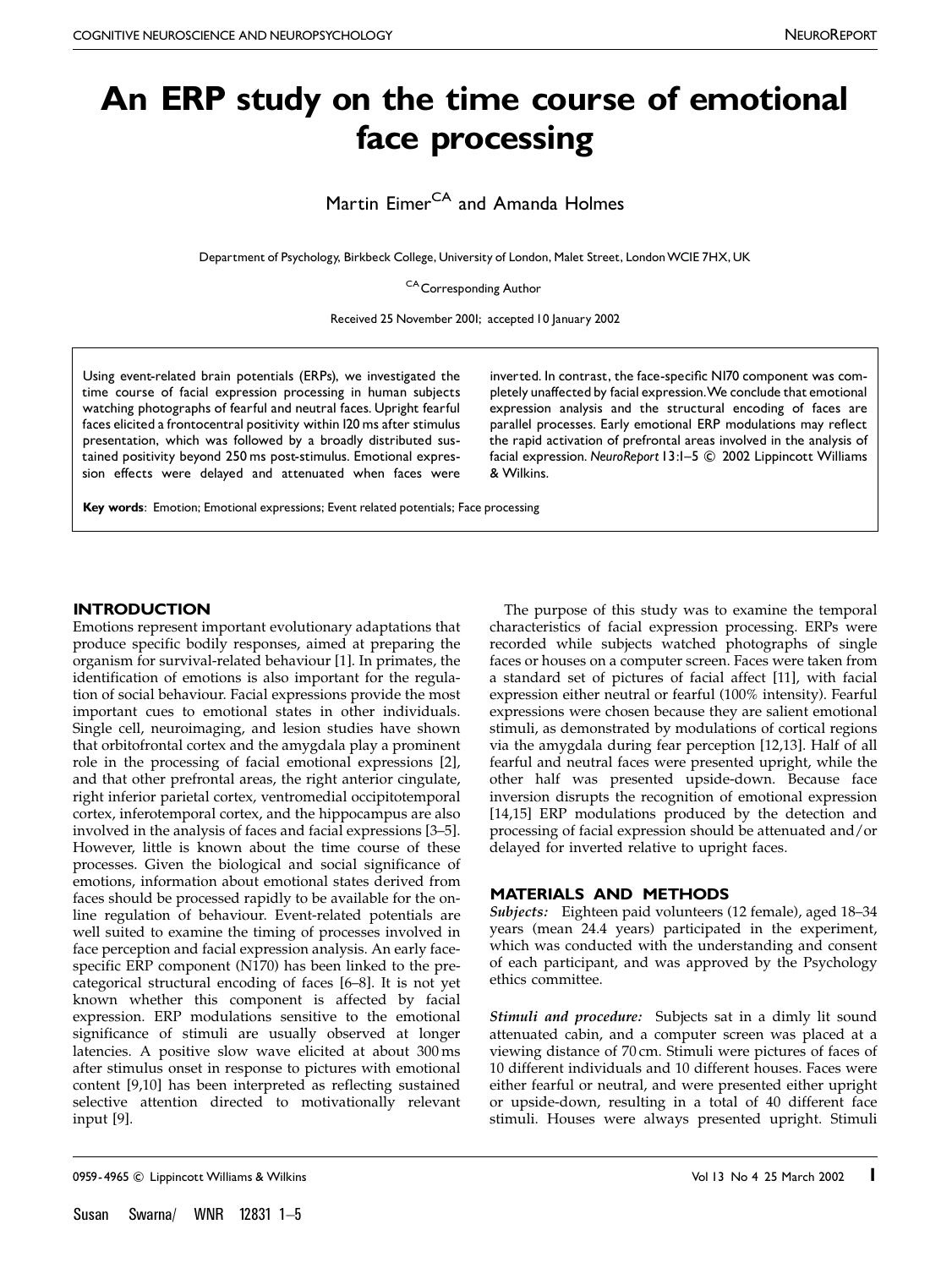# An ERP study on the time course of emotional face processing

Martin Eimer[CA] and Amanda Holmes

Department of Psychology, Birkbeck College, University of London, Malet Street, London WCIE 7HX, UK

[CA] Corresponding Author

Received 25 November 2001; accepted 10 January 2002

Using event-related brain potentials (ERPs), we investigated the time course of facial expression processing in human subjects watching photographs of fearful and neutral faces. Upright fearful faces elicited a frontocentral positivity within 120 ms after stimulus presentation, which was followed by a broadly distributed sustained positivity beyond 250 ms post-stimulus. Emotional expression effects were delayed and attenuated when faces were inverted. In contrast, the face-specific N170 component was completely unaffected by facial expression. We conclude that emotional expression analysis and the structural encoding of faces are parallel processes. Early emotional ERP modulations may reflect the rapid activation of prefrontal areas involved in the analysis of facial expression. *NeuroReport* 13:1–5 © 2002 Lippincott Williams & Wilkins.

**Key words**: Emotion; Emotional expressions; Event related potentials; Face processing

## INTRODUCTION

Emotions represent important evolutionary adaptations that produce specific bodily responses, aimed at preparing the organism for survival-related behaviour [1]. In primates, the identification of emotions is also important for the regulation of social behaviour. Facial expressions provide the most important cues to emotional states in other individuals. Single cell, neuroimaging, and lesion studies have shown that orbitofrontal cortex and the amygdala play a prominent role in the processing of facial emotional expressions [2], and that other prefrontal areas, the right anterior cingulate, right inferior parietal cortex, ventromedial occipitotemporal cortex, inferotemporal cortex, and the hippocampus are also involved in the analysis of faces and facial expressions [3–5]. However, little is known about the time course of these processes. Given the biological and social significance of emotions, information about emotional states derived from faces should be processed rapidly to be available for the on-line regulation of behaviour. Event-related potentials are well suited to examine the timing of processes involved in face perception and facial expression analysis. An early face-specific ERP component (N170) has been linked to the pre-categorical structural encoding of faces [6–8]. It is not yet known whether this component is affected by facial expression. ERP modulations sensitive to the emotional significance of stimuli are usually observed at longer latencies. A positive slow wave elicited at about 300 ms after stimulus onset in response to pictures with emotional content [9,10] has been interpreted as reflecting sustained selective attention directed to motivationally relevant input [9].

The purpose of this study was to examine the temporal characteristics of facial expression processing. ERPs were recorded while subjects watched photographs of single faces or houses on a computer screen. Faces were taken from a standard set of pictures of facial affect [11], with facial expression either neutral or fearful (100% intensity). Fearful expressions were chosen because they are salient emotional stimuli, as demonstrated by modulations of cortical regions via the amygdala during fear perception [12,13]. Half of all fearful and neutral faces were presented upright, while the other half was presented upside-down. Because face inversion disrupts the recognition of emotional expression [14,15] ERP modulations produced by the detection and processing of facial expression should be attenuated and/or delayed for inverted relative to upright faces.

## MATERIALS AND METHODS

***Subjects:*** Eighteen paid volunteers (12 female), aged 18–34 years (mean 24.4 years) participated in the experiment, which was conducted with the understanding and consent of each participant, and was approved by the Psychology ethics committee.

***Stimuli and procedure:*** Subjects sat in a dimly lit sound attenuated cabin, and a computer screen was placed at a viewing distance of 70 cm. Stimuli were pictures of faces of 10 different individuals and 10 different houses. Faces were either fearful or neutral, and were presented either upright or upside-down, resulting in a total of 40 different face stimuli. Houses were always presented upright. Stimuli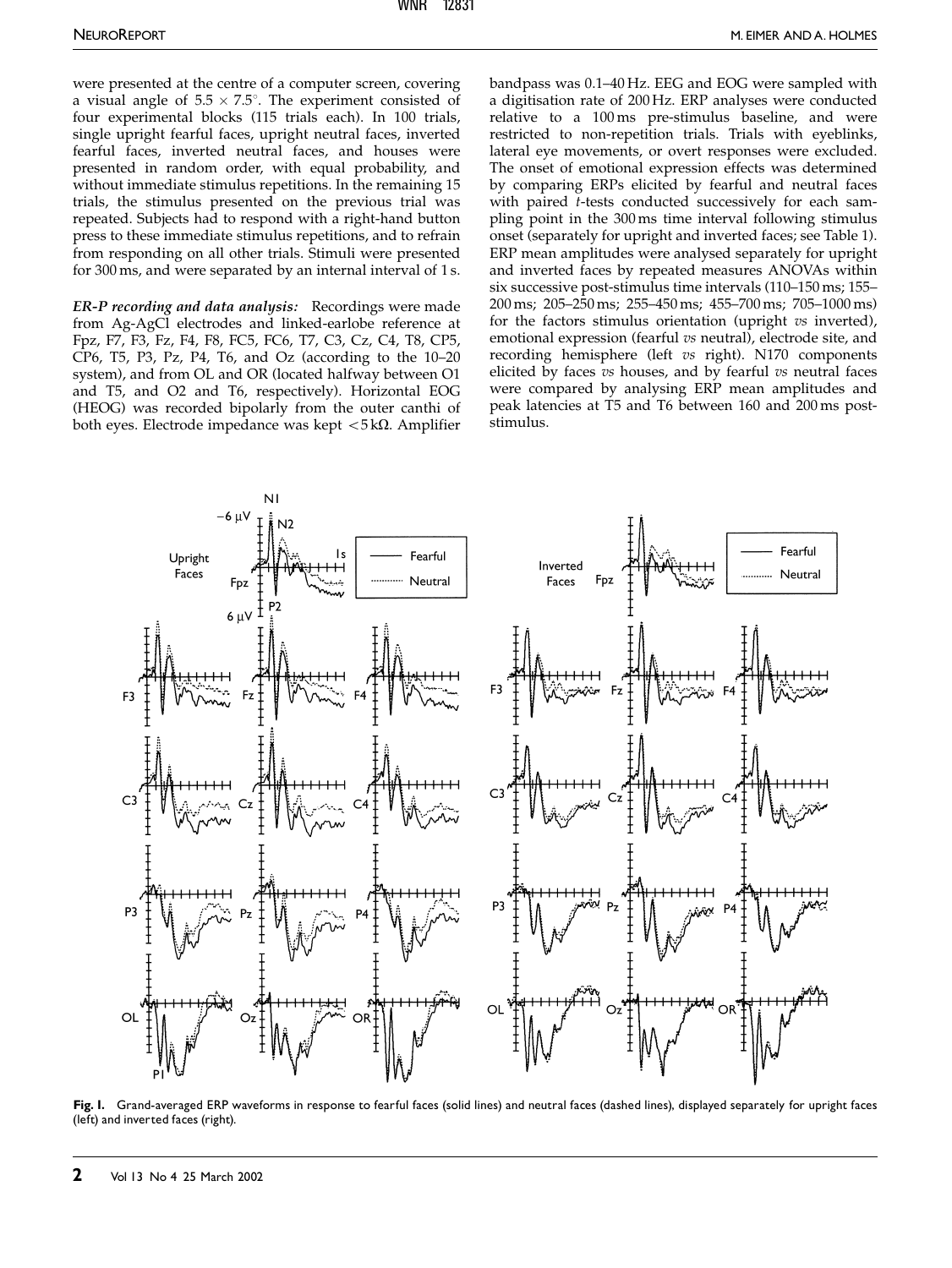were presented at the centre of a computer screen, covering a visual angle of $5.5 \times 7.5^{\circ}$. The experiment consisted of four experimental blocks (115 trials each). In 100 trials, single upright fearful faces, upright neutral faces, inverted fearful faces, inverted neutral faces, and houses were presented in random order, with equal probability, and without immediate stimulus repetitions. In the remaining 15 trials, the stimulus presented on the previous trial was repeated. Subjects had to respond with a right-hand button press to these immediate stimulus repetitions, and to refrain from responding on all other trials. Stimuli were presented for 300 ms, and were separated by an internal interval of 1 s.

***ER-P recording and data analysis:*** Recordings were made from Ag-AgCl electrodes and linked-earlobe reference at Fpz, F7, F3, Fz, F4, F8, FC5, FC6, T7, C3, Cz, C4, T8, CP5, CP6, T5, P3, Pz, P4, T6, and Oz (according to the 10–20 system), and from OL and OR (located halfway between O1 and T5, and O2 and T6, respectively). Horizontal EOG (HEOG) was recorded bipolarly from the outer canthi of both eyes. Electrode impedance was kept $< 5\,\text{k}\Omega$. Amplifier bandpass was 0.1–40 Hz. EEG and EOG were sampled with a digitisation rate of 200 Hz. ERP analyses were conducted relative to a 100 ms pre-stimulus baseline, and were restricted to non-repetition trials. Trials with eyeblinks, lateral eye movements, or overt responses were excluded. The onset of emotional expression effects was determined by comparing ERPs elicited by fearful and neutral faces with paired *t*-tests conducted successively for each sampling point in the 300 ms time interval following stimulus onset (separately for upright and inverted faces; see Table 1). ERP mean amplitudes were analysed separately for upright and inverted faces by repeated measures ANOVAs within six successive post-stimulus time intervals (110–150 ms; 155–200 ms; 205–250 ms; 255–450 ms; 455–700 ms; 705–1000 ms) for the factors stimulus orientation (upright *vs* inverted), emotional expression (fearful *vs* neutral), electrode site, and recording hemisphere (left *vs* right). N170 components elicited by faces *vs* houses, and by fearful *vs* neutral faces were compared by analysing ERP mean amplitudes and peak latencies at T5 and T6 between 160 and 200 ms post-stimulus.

**Fig. 1.** Grand-averaged ERP waveforms in response to fearful faces (solid lines) and neutral faces (dashed lines), displayed separately for upright faces (left) and inverted faces (right).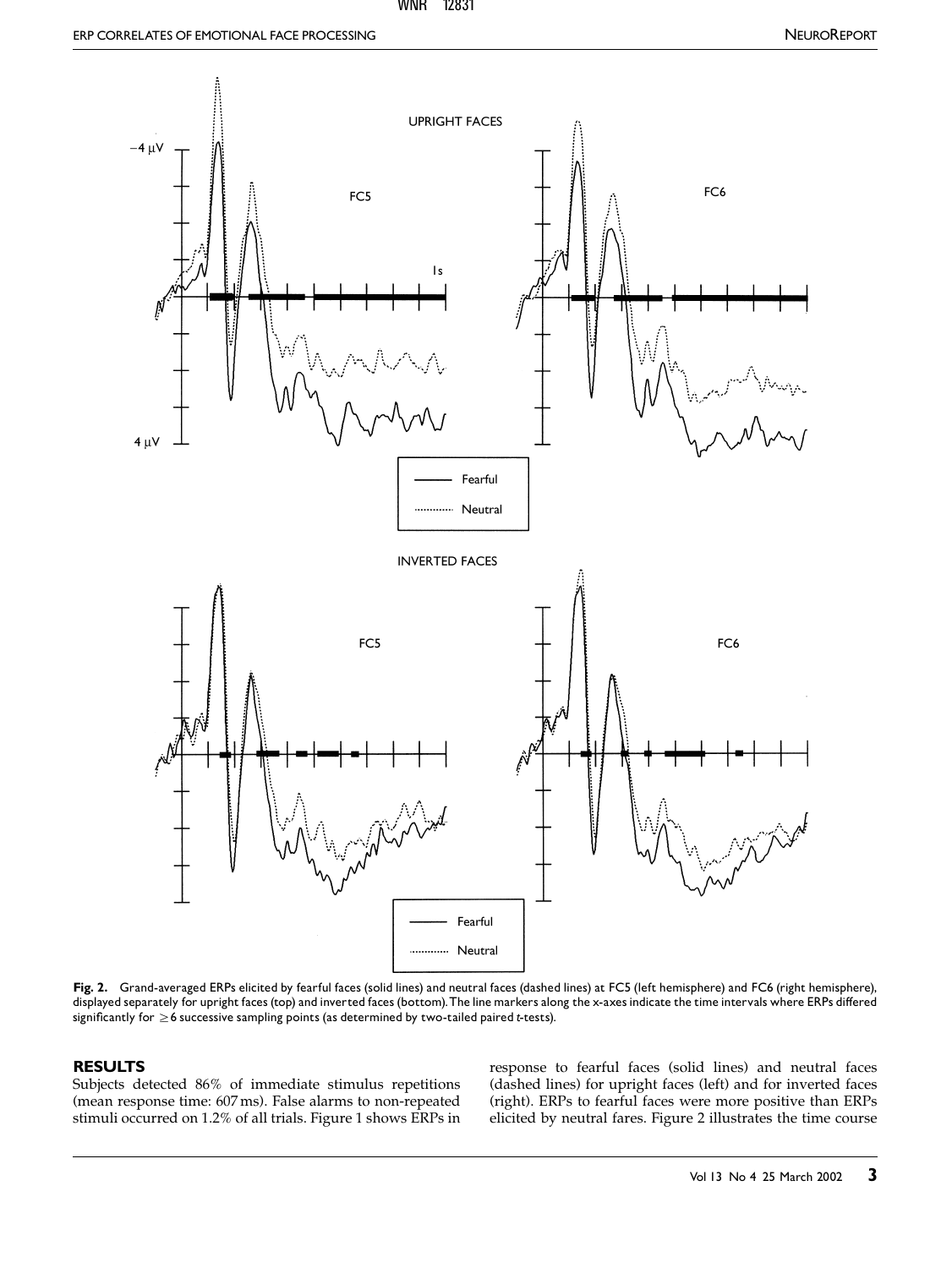Fig. 2. Grand-averaged ERPs elicited by fearful faces (solid lines) and neutral faces (dashed lines) at FC5 (left hemisphere) and FC6 (right hemisphere), displayed separately for upright faces (top) and inverted faces (bottom). The line markers along the x-axes indicate the time intervals where ERPs differed significantly for ≥6 successive sampling points (as determined by two-tailed paired *t*-tests).

## RESULTS

Subjects detected 86% of immediate stimulus repetitions (mean response time: 607 ms). False alarms to non-repeated stimuli occurred on 1.2% of all trials. Figure 1 shows ERPs in response to fearful faces (solid lines) and neutral faces (dashed lines) for upright faces (left) and for inverted faces (right). ERPs to fearful faces were more positive than ERPs elicited by neutral fares. Figure 2 illustrates the time course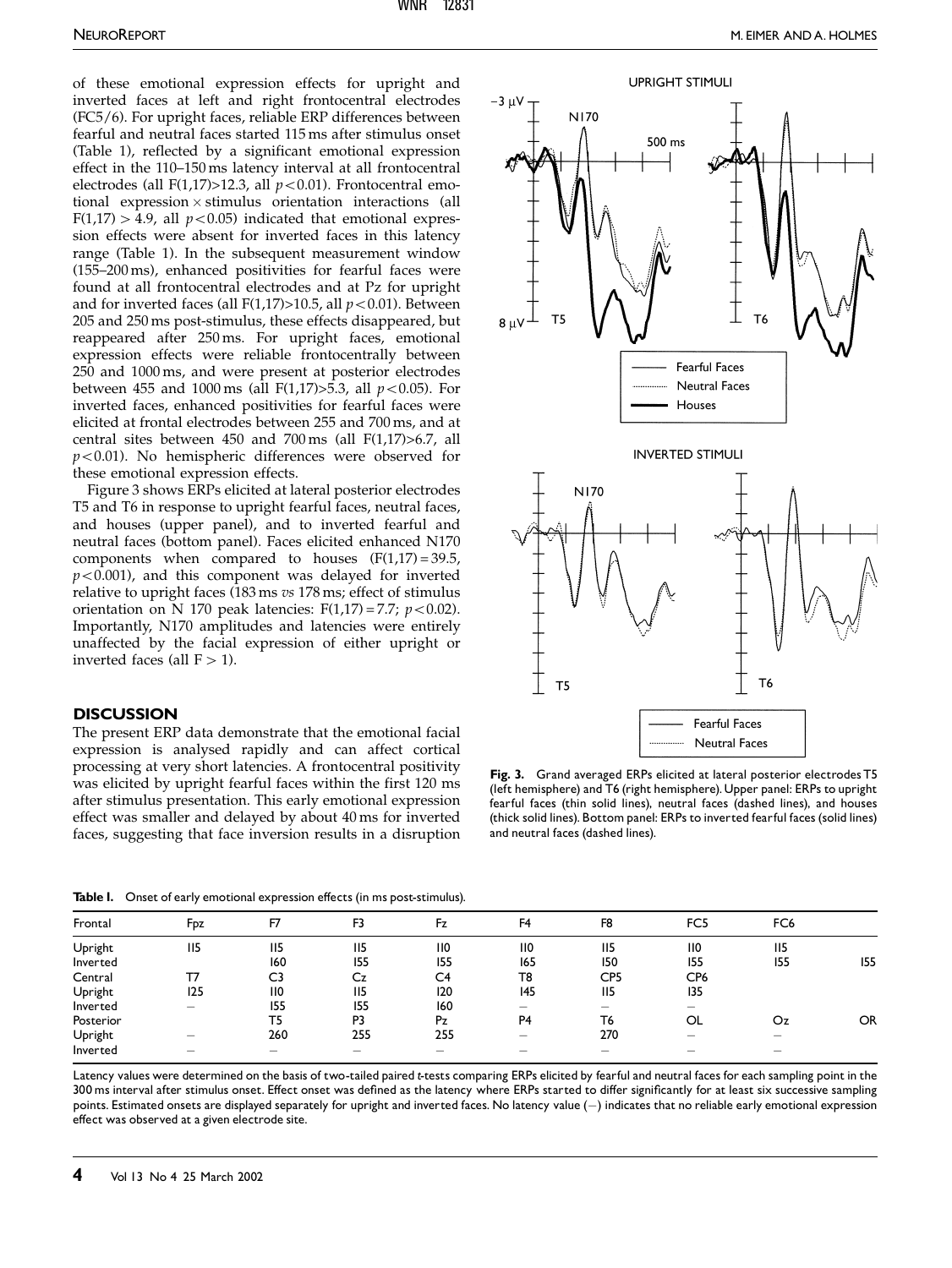of these emotional expression effects for upright and inverted faces at left and right frontocentral electrodes (FC5/6). For upright faces, reliable ERP differences between fearful and neutral faces started 115 ms after stimulus onset (Table 1), reflected by a significant emotional expression effect in the 110–150 ms latency interval at all frontocentral electrodes (all $F(1,17) > 12.3$, all $p < 0.01$). Frontocentral emotional expression × stimulus orientation interactions (all $F(1,17) > 4.9$, all $p < 0.05$) indicated that emotional expression effects were absent for inverted faces in this latency range (Table 1). In the subsequent measurement window (155–200 ms), enhanced positivities for fearful faces were found at all frontocentral electrodes and at Pz for upright and for inverted faces (all $F(1,17) > 10.5$, all $p < 0.01$). Between 205 and 250 ms post-stimulus, these effects disappeared, but reappeared after 250 ms. For upright faces, emotional expression effects were reliable frontocentrally between 250 and 1000 ms, and were present at posterior electrodes between 455 and 1000 ms (all $F(1,17) > 5.3$, all $p < 0.05$). For inverted faces, enhanced positivities for fearful faces were elicited at frontal electrodes between 255 and 700 ms, and at central sites between 450 and 700 ms (all $F(1,17) > 6.7$, all $p < 0.01$). No hemispheric differences were observed for these emotional expression effects.

Figure 3 shows ERPs elicited at lateral posterior electrodes T5 and T6 in response to upright fearful faces, neutral faces, and houses (upper panel), and to inverted fearful and neutral faces (bottom panel). Faces elicited enhanced N170 components when compared to houses ($F(1,17) = 39.5$, $p < 0.001$), and this component was delayed for inverted relative to upright faces (183 ms *vs* 178 ms; effect of stimulus orientation on N 170 peak latencies: $F(1,17) = 7.7$; $p < 0.02$). Importantly, N170 amplitudes and latencies were entirely unaffected by the facial expression of either upright or inverted faces (all $F > 1$).

Fig. 3. Grand averaged ERPs elicited at lateral posterior electrodes T5 (left hemisphere) and T6 (right hemisphere). Upper panel: ERPs to upright fearful faces (thin solid lines), neutral faces (dashed lines), and houses (thick solid lines). Bottom panel: ERPs to inverted fearful faces (solid lines) and neutral faces (dashed lines).

## DISCUSSION

The present ERP data demonstrate that the emotional facial expression is analysed rapidly and can affect cortical processing at very short latencies. A frontocentral positivity was elicited by upright fearful faces within the first 120 ms after stimulus presentation. This early emotional expression effect was smaller and delayed by about 40 ms for inverted faces, suggesting that face inversion results in a disruption

**Table 1.** Onset of early emotional expression effects (in ms post-stimulus).

| Frontal | Fpz | F7 | F3 | Fz | F4 | F8 | FC5 | FC6 | |
|---|---|---|---|---|---|---|---|---|---|
| Upright | 115 | 115 | 115 | 110 | 110 | 115 | 110 | 115 | |
| Inverted | | 160 | 155 | 155 | 165 | 150 | 155 | 155 | 155 |
| Central | T7 | C3 | Cz | C4 | T8 | CP5 | CP6 | | |
| Upright | 125 | 110 | 115 | 120 | 145 | 115 | 135 | | |
| Inverted | – | 155 | 155 | 160 | – | – | – | | |
| Posterior | | T5 | P3 | Pz | P4 | T6 | OL | Oz | OR |
| Upright | – | 260 | 255 | 255 | – | 270 | – | – | |
| Inverted | – | – | – | – | – | – | – | – | |

Latency values were determined on the basis of two-tailed paired *t*-tests comparing ERPs elicited by fearful and neutral faces for each sampling point in the 300 ms interval after stimulus onset. Effect onset was defined as the latency where ERPs started to differ significantly for at least six successive sampling points. Estimated onsets are displayed separately for upright and inverted faces. No latency value (–) indicates that no reliable early emotional expression effect was observed at a given electrode site.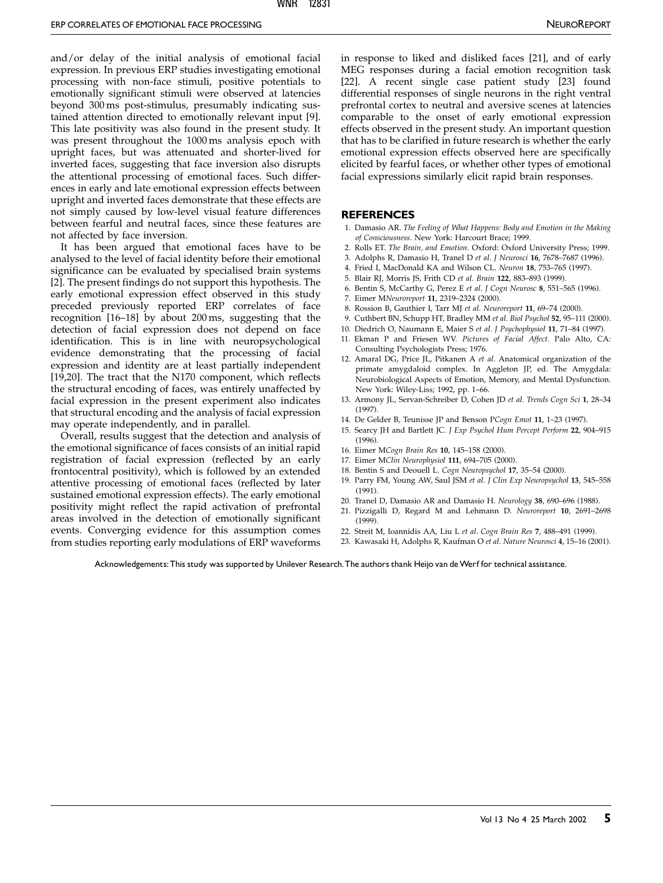and/or delay of the initial analysis of emotional facial expression. In previous ERP studies investigating emotional processing with non-face stimuli, positive potentials to emotionally significant stimuli were observed at latencies beyond 300 ms post-stimulus, presumably indicating sustained attention directed to emotionally relevant input [9]. This late positivity was also found in the present study. It was present throughout the 1000 ms analysis epoch with upright faces, but was attenuated and shorter-lived for inverted faces, suggesting that face inversion also disrupts the attentional processing of emotional faces. Such differences in early and late emotional expression effects between upright and inverted faces demonstrate that these effects are not simply caused by low-level visual feature differences between fearful and neutral faces, since these features are not affected by face inversion.

It has been argued that emotional faces have to be analysed to the level of facial identity before their emotional significance can be evaluated by specialised brain systems [2]. The present findings do not support this hypothesis. The early emotional expression effect observed in this study preceded previously reported ERP correlates of face recognition [16–18] by about 200 ms, suggesting that the detection of facial expression does not depend on face identification. This is in line with neuropsychological evidence demonstrating that the processing of facial expression and identity are at least partially independent [19,20]. The tract that the N170 component, which reflects the structural encoding of faces, was entirely unaffected by facial expression in the present experiment also indicates that structural encoding and the analysis of facial expression may operate independently, and in parallel.

Overall, results suggest that the detection and analysis of the emotional significance of faces consists of an initial rapid registration of facial expression (reflected by an early frontocentral positivity), which is followed by an extended attentive processing of emotional faces (reflected by later sustained emotional expression effects). The early emotional positivity might reflect the rapid activation of prefrontal areas involved in the detection of emotionally significant events. Converging evidence for this assumption comes from studies reporting early modulations of ERP waveforms in response to liked and disliked faces [21], and of early MEG responses during a facial emotion recognition task [22]. A recent single case patient study [23] found differential responses of single neurons in the right ventral prefrontal cortex to neutral and aversive scenes at latencies comparable to the onset of early emotional expression effects observed in the present study. An important question that has to be clarified in future research is whether the early emotional expression effects observed here are specifically elicited by fearful faces, or whether other types of emotional facial expressions similarly elicit rapid brain responses.

## REFERENCES

1. Damasio AR. *The Feeling of What Happens: Body and Emotion in the Making of Consciousness*. New York: Harcourt Brace; 1999.
2. Rolls ET. *The Brain, and Emotion*. Oxford: Oxford University Press; 1999.
3. Adolphs R, Damasio H, Tranel D *et al*. *J Neurosci* **16**, 7678–7687 (1996).
4. Fried I, MacDonald KA and Wilson CL. *Neuron* **18**, 753–765 (1997).
5. Blair RJ, Morris JS, Frith CD *et al*. *Brain* **122**, 883–893 (1999).
6. Bentin S, McCarthy G, Perez E *et al*. *J Cogn Neurosc* **8**, 551–565 (1996).
7. Eimer M*Neuroreport* **11**, 2319–2324 (2000).
8. Rossion B, Gauthier I, Tarr MJ *et al*. *Neuroreport* **11**, 69–74 (2000).
9. Cuthbert BN, Schupp HT, Bradley MM *et al*. *Biol Psychol* **52**, 95–111 (2000).
10. Diedrich O, Naumann E, Maier S *et al*. *J Psychophysiol* **11**, 71–84 (1997).
11. Ekman P and Friesen WV. *Pictures of Facial Affect*. Palo Alto, CA: Consulting Psychologists Press; 1976.
12. Amaral DG, Price JL, Pitkanen A *et al*. Anatomical organization of the primate amygdaloid complex. In Aggleton JP, ed. The Amygdala: Neurobiological Aspects of Emotion, Memory, and Mental Dysfunction. New York: Wiley-Liss; 1992, pp. 1–66.
13. Armony JL, Servan-Schreiber D, Cohen JD *et al*. *Trends Cogn Sci* **1**, 28–34 (1997).
14. De Gelder B, Teunisse JP and Benson P*Cogn Emot* **11**, 1–23 (1997).
15. Searcy JH and Bartlett JC. *J Exp Psychol Hum Percept Perform* **22**, 904–915 (1996).
16. Eimer M*Cogn Brain Res* **10**, 145–158 (2000).
17. Eimer M*Clin Neurophysiol* **111**, 694–705 (2000).
18. Bentin S and Deouell L. *Cogn Neuropsychol* **17**, 35–54 (2000).
19. Parry FM, Young AW, Saul JSM *et al*. *J Clin Exp Neuropsychol* **13**, 545–558 (1991).
20. Tranel D, Damasio AR and Damasio H. *Neurology* **38**, 690–696 (1988).
21. Pizzigalli D, Regard M and Lehmann D. *Neuroreport* **10**, 2691–2698 (1999).
22. Streit M, Ioannidis AA, Liu L *et al*. *Cogn Brain Res* **7**, 488–491 (1999).
23. Kawasaki H, Adolphs R, Kaufman O *et al*. *Nature Neurosci* **4**, 15–16 (2001).

Acknowledgements: This study was supported by Unilever Research. The authors thank Heijo van de Werf for technical assistance.